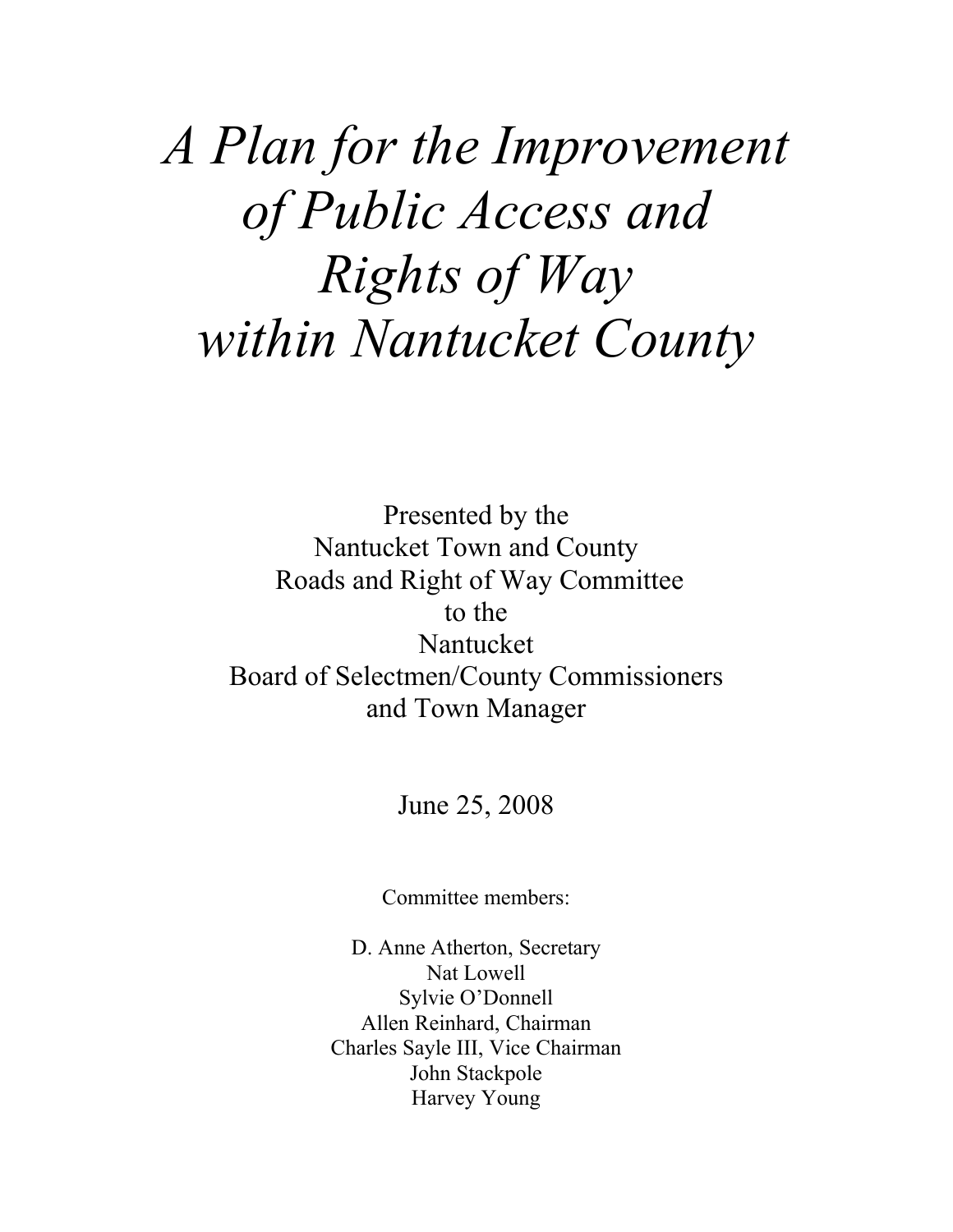# *A Plan for the Improvement of Public Access and Rights of Way within Nantucket County*

Presented by the
Nantucket Town and County
Roads and Right of Way Committee
to the
Nantucket
Board of Selectmen/County Commissioners
and Town Manager

June 25, 2008

Committee members:

D. Anne Atherton, Secretary
Nat Lowell
Sylvie O'Donnell
Allen Reinhard, Chairman
Charles Sayle III, Vice Chairman
John Stackpole
Harvey Young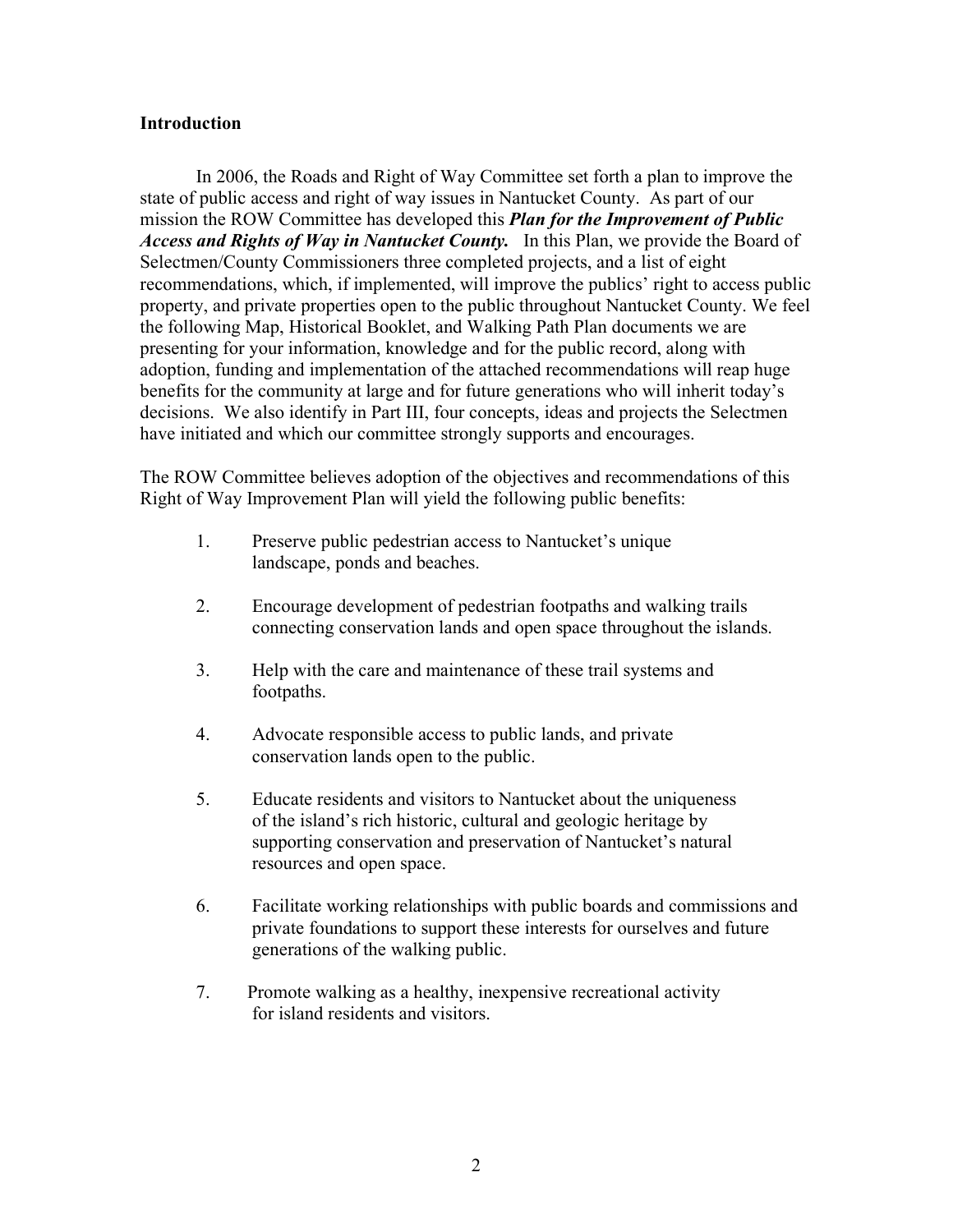## Introduction

In 2006, the Roads and Right of Way Committee set forth a plan to improve the state of public access and right of way issues in Nantucket County. As part of our mission the ROW Committee has developed this ***Plan for the Improvement of Public Access and Rights of Way in Nantucket County.*** In this Plan, we provide the Board of Selectmen/County Commissioners three completed projects, and a list of eight recommendations, which, if implemented, will improve the publics' right to access public property, and private properties open to the public throughout Nantucket County. We feel the following Map, Historical Booklet, and Walking Path Plan documents we are presenting for your information, knowledge and for the public record, along with adoption, funding and implementation of the attached recommendations will reap huge benefits for the community at large and for future generations who will inherit today's decisions. We also identify in Part III, four concepts, ideas and projects the Selectmen have initiated and which our committee strongly supports and encourages.

The ROW Committee believes adoption of the objectives and recommendations of this Right of Way Improvement Plan will yield the following public benefits:

1. Preserve public pedestrian access to Nantucket's unique landscape, ponds and beaches.
2. Encourage development of pedestrian footpaths and walking trails connecting conservation lands and open space throughout the islands.
3. Help with the care and maintenance of these trail systems and footpaths.
4. Advocate responsible access to public lands, and private conservation lands open to the public.
5. Educate residents and visitors to Nantucket about the uniqueness of the island's rich historic, cultural and geologic heritage by supporting conservation and preservation of Nantucket's natural resources and open space.
6. Facilitate working relationships with public boards and commissions and private foundations to support these interests for ourselves and future generations of the walking public.
7. Promote walking as a healthy, inexpensive recreational activity for island residents and visitors.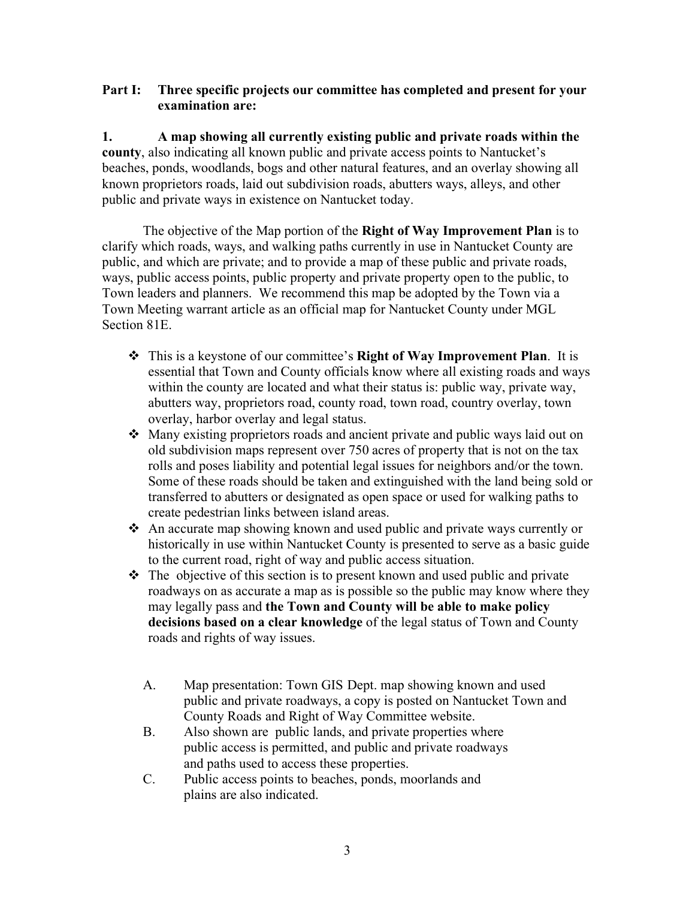**Part I: Three specific projects our committee has completed and present for your examination are:**

**1. A map showing all currently existing public and private roads within the county**, also indicating all known public and private access points to Nantucket's beaches, ponds, woodlands, bogs and other natural features, and an overlay showing all known proprietors roads, laid out subdivision roads, abutters ways, alleys, and other public and private ways in existence on Nantucket today.

The objective of the Map portion of the **Right of Way Improvement Plan** is to clarify which roads, ways, and walking paths currently in use in Nantucket County are public, and which are private; and to provide a map of these public and private roads, ways, public access points, public property and private property open to the public, to Town leaders and planners. We recommend this map be adopted by the Town via a Town Meeting warrant article as an official map for Nantucket County under MGL Section 81E.

- This is a keystone of our committee's **Right of Way Improvement Plan**. It is essential that Town and County officials know where all existing roads and ways within the county are located and what their status is: public way, private way, abutters way, proprietors road, county road, town road, country overlay, town overlay, harbor overlay and legal status.
- Many existing proprietors roads and ancient private and public ways laid out on old subdivision maps represent over 750 acres of property that is not on the tax rolls and poses liability and potential legal issues for neighbors and/or the town. Some of these roads should be taken and extinguished with the land being sold or transferred to abutters or designated as open space or used for walking paths to create pedestrian links between island areas.
- An accurate map showing known and used public and private ways currently or historically in use within Nantucket County is presented to serve as a basic guide to the current road, right of way and public access situation.
- The objective of this section is to present known and used public and private roadways on as accurate a map as is possible so the public may know where they may legally pass and **the Town and County will be able to make policy decisions based on a clear knowledge** of the legal status of Town and County roads and rights of way issues.

A. Map presentation: Town GIS Dept. map showing known and used public and private roadways, a copy is posted on Nantucket Town and County Roads and Right of Way Committee website.

B. Also shown are public lands, and private properties where public access is permitted, and public and private roadways and paths used to access these properties.

C. Public access points to beaches, ponds, moorlands and plains are also indicated.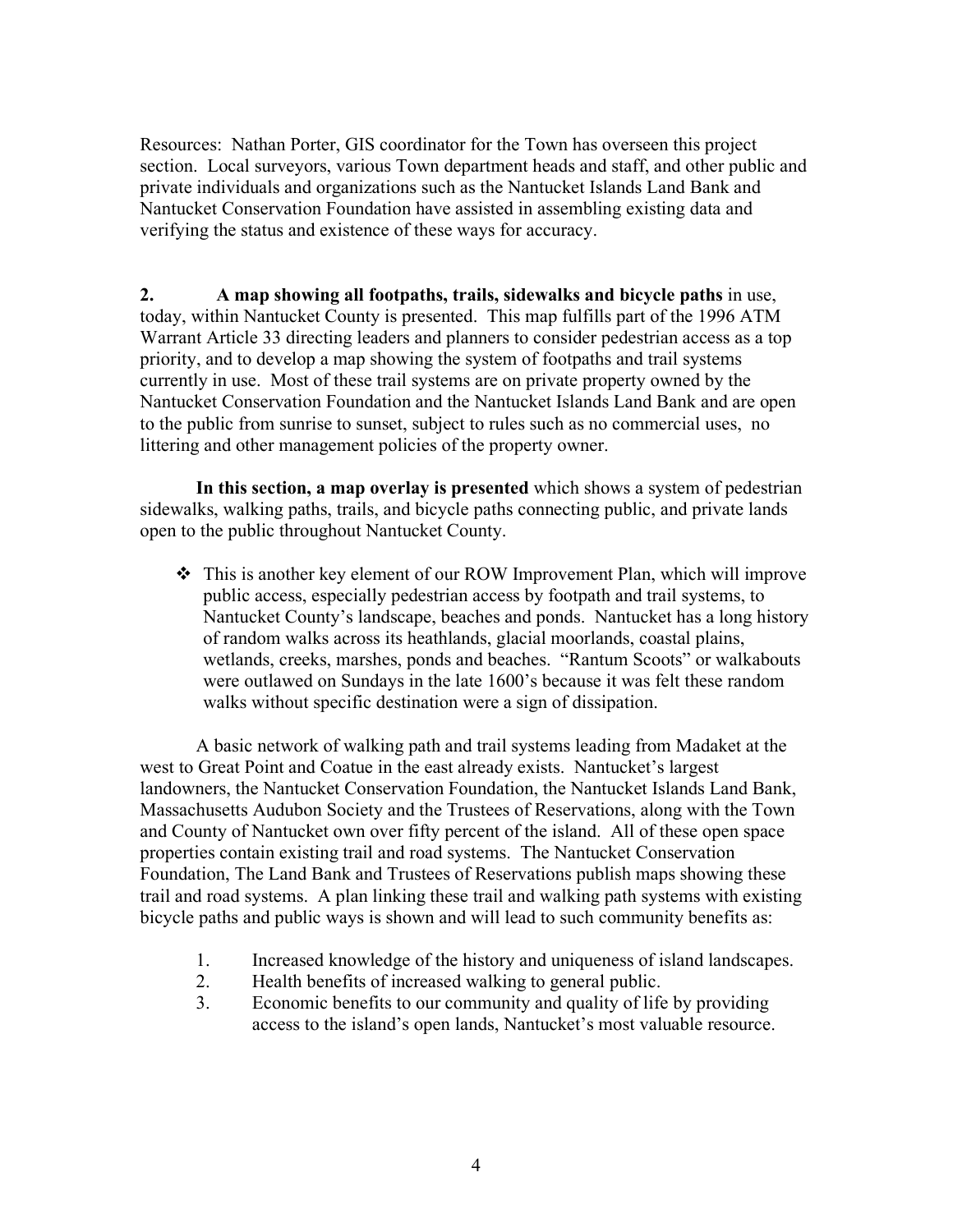Resources: Nathan Porter, GIS coordinator for the Town has overseen this project section. Local surveyors, various Town department heads and staff, and other public and private individuals and organizations such as the Nantucket Islands Land Bank and Nantucket Conservation Foundation have assisted in assembling existing data and verifying the status and existence of these ways for accuracy.

**2. A map showing all footpaths, trails, sidewalks and bicycle paths** in use, today, within Nantucket County is presented. This map fulfills part of the 1996 ATM Warrant Article 33 directing leaders and planners to consider pedestrian access as a top priority, and to develop a map showing the system of footpaths and trail systems currently in use. Most of these trail systems are on private property owned by the Nantucket Conservation Foundation and the Nantucket Islands Land Bank and are open to the public from sunrise to sunset, subject to rules such as no commercial uses, no littering and other management policies of the property owner.

**In this section, a map overlay is presented** which shows a system of pedestrian sidewalks, walking paths, trails, and bicycle paths connecting public, and private lands open to the public throughout Nantucket County.

- ❖ This is another key element of our ROW Improvement Plan, which will improve public access, especially pedestrian access by footpath and trail systems, to Nantucket County's landscape, beaches and ponds. Nantucket has a long history of random walks across its heathlands, glacial moorlands, coastal plains, wetlands, creeks, marshes, ponds and beaches. "Rantum Scoots" or walkabouts were outlawed on Sundays in the late 1600's because it was felt these random walks without specific destination were a sign of dissipation.

A basic network of walking path and trail systems leading from Madaket at the west to Great Point and Coatue in the east already exists. Nantucket's largest landowners, the Nantucket Conservation Foundation, the Nantucket Islands Land Bank, Massachusetts Audubon Society and the Trustees of Reservations, along with the Town and County of Nantucket own over fifty percent of the island. All of these open space properties contain existing trail and road systems. The Nantucket Conservation Foundation, The Land Bank and Trustees of Reservations publish maps showing these trail and road systems. A plan linking these trail and walking path systems with existing bicycle paths and public ways is shown and will lead to such community benefits as:

1. Increased knowledge of the history and uniqueness of island landscapes.
2. Health benefits of increased walking to general public.
3. Economic benefits to our community and quality of life by providing access to the island's open lands, Nantucket's most valuable resource.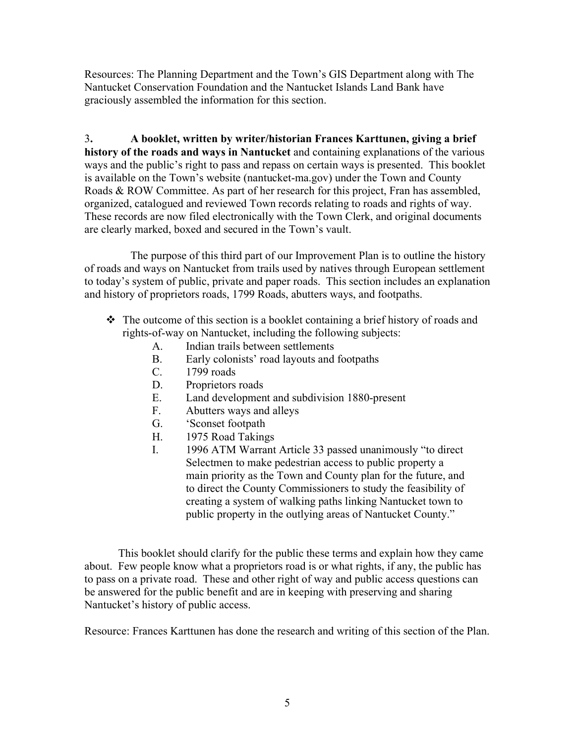Resources: The Planning Department and the Town's GIS Department along with The Nantucket Conservation Foundation and the Nantucket Islands Land Bank have graciously assembled the information for this section.

3**.** **A booklet, written by writer/historian Frances Karttunen, giving a brief history of the roads and ways in Nantucket** and containing explanations of the various ways and the public's right to pass and repass on certain ways is presented. This booklet is available on the Town's website (nantucket-ma.gov) under the Town and County Roads & ROW Committee. As part of her research for this project, Fran has assembled, organized, catalogued and reviewed Town records relating to roads and rights of way. These records are now filed electronically with the Town Clerk, and original documents are clearly marked, boxed and secured in the Town's vault.

The purpose of this third part of our Improvement Plan is to outline the history of roads and ways on Nantucket from trails used by natives through European settlement to today's system of public, private and paper roads. This section includes an explanation and history of proprietors roads, 1799 Roads, abutters ways, and footpaths.

- The outcome of this section is a booklet containing a brief history of roads and rights-of-way on Nantucket, including the following subjects:
  - A. Indian trails between settlements
  - B. Early colonists' road layouts and footpaths
  - C. 1799 roads
  - D. Proprietors roads
  - E. Land development and subdivision 1880-present
  - F. Abutters ways and alleys
  - G. 'Sconset footpath
  - H. 1975 Road Takings
  - I. 1996 ATM Warrant Article 33 passed unanimously "to direct Selectmen to make pedestrian access to public property a main priority as the Town and County plan for the future, and to direct the County Commissioners to study the feasibility of creating a system of walking paths linking Nantucket town to public property in the outlying areas of Nantucket County."

This booklet should clarify for the public these terms and explain how they came about. Few people know what a proprietors road is or what rights, if any, the public has to pass on a private road. These and other right of way and public access questions can be answered for the public benefit and are in keeping with preserving and sharing Nantucket's history of public access.

Resource: Frances Karttunen has done the research and writing of this section of the Plan.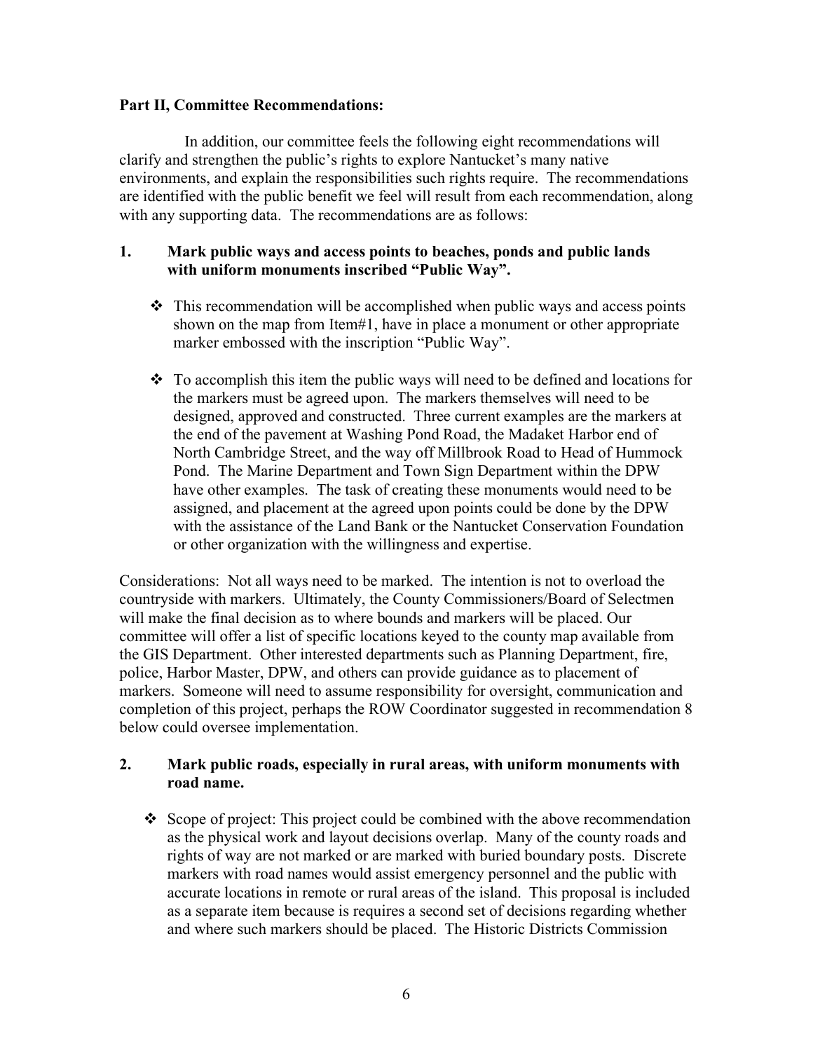**Part II, Committee Recommendations:**

In addition, our committee feels the following eight recommendations will clarify and strengthen the public's rights to explore Nantucket's many native environments, and explain the responsibilities such rights require. The recommendations are identified with the public benefit we feel will result from each recommendation, along with any supporting data. The recommendations are as follows:

**1. Mark public ways and access points to beaches, ponds and public lands with uniform monuments inscribed "Public Way".**

- This recommendation will be accomplished when public ways and access points shown on the map from Item#1, have in place a monument or other appropriate marker embossed with the inscription "Public Way".
- To accomplish this item the public ways will need to be defined and locations for the markers must be agreed upon. The markers themselves will need to be designed, approved and constructed. Three current examples are the markers at the end of the pavement at Washing Pond Road, the Madaket Harbor end of North Cambridge Street, and the way off Millbrook Road to Head of Hummock Pond. The Marine Department and Town Sign Department within the DPW have other examples. The task of creating these monuments would need to be assigned, and placement at the agreed upon points could be done by the DPW with the assistance of the Land Bank or the Nantucket Conservation Foundation or other organization with the willingness and expertise.

Considerations: Not all ways need to be marked. The intention is not to overload the countryside with markers. Ultimately, the County Commissioners/Board of Selectmen will make the final decision as to where bounds and markers will be placed. Our committee will offer a list of specific locations keyed to the county map available from the GIS Department. Other interested departments such as Planning Department, fire, police, Harbor Master, DPW, and others can provide guidance as to placement of markers. Someone will need to assume responsibility for oversight, communication and completion of this project, perhaps the ROW Coordinator suggested in recommendation 8 below could oversee implementation.

**2. Mark public roads, especially in rural areas, with uniform monuments with road name.**

- Scope of project: This project could be combined with the above recommendation as the physical work and layout decisions overlap. Many of the county roads and rights of way are not marked or are marked with buried boundary posts. Discrete markers with road names would assist emergency personnel and the public with accurate locations in remote or rural areas of the island. This proposal is included as a separate item because is requires a second set of decisions regarding whether and where such markers should be placed. The Historic Districts Commission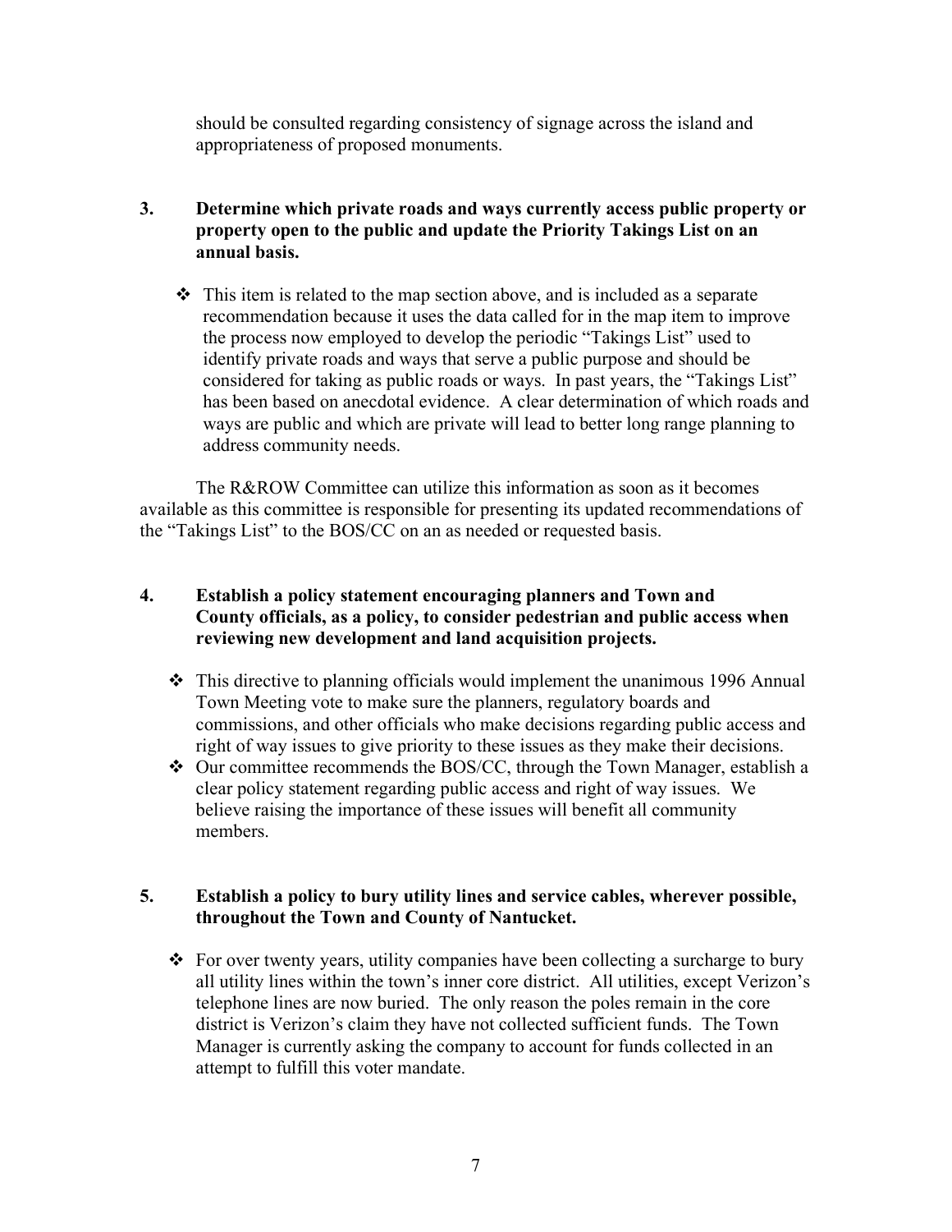should be consulted regarding consistency of signage across the island and appropriateness of proposed monuments.

**3. Determine which private roads and ways currently access public property or property open to the public and update the Priority Takings List on an annual basis.**

- This item is related to the map section above, and is included as a separate recommendation because it uses the data called for in the map item to improve the process now employed to develop the periodic "Takings List" used to identify private roads and ways that serve a public purpose and should be considered for taking as public roads or ways. In past years, the "Takings List" has been based on anecdotal evidence. A clear determination of which roads and ways are public and which are private will lead to better long range planning to address community needs.

The R&ROW Committee can utilize this information as soon as it becomes available as this committee is responsible for presenting its updated recommendations of the "Takings List" to the BOS/CC on an as needed or requested basis.

**4. Establish a policy statement encouraging planners and Town and County officials, as a policy, to consider pedestrian and public access when reviewing new development and land acquisition projects.**

- This directive to planning officials would implement the unanimous 1996 Annual Town Meeting vote to make sure the planners, regulatory boards and commissions, and other officials who make decisions regarding public access and right of way issues to give priority to these issues as they make their decisions.
- Our committee recommends the BOS/CC, through the Town Manager, establish a clear policy statement regarding public access and right of way issues. We believe raising the importance of these issues will benefit all community members.

**5. Establish a policy to bury utility lines and service cables, wherever possible, throughout the Town and County of Nantucket.**

- For over twenty years, utility companies have been collecting a surcharge to bury all utility lines within the town's inner core district. All utilities, except Verizon's telephone lines are now buried. The only reason the poles remain in the core district is Verizon's claim they have not collected sufficient funds. The Town Manager is currently asking the company to account for funds collected in an attempt to fulfill this voter mandate.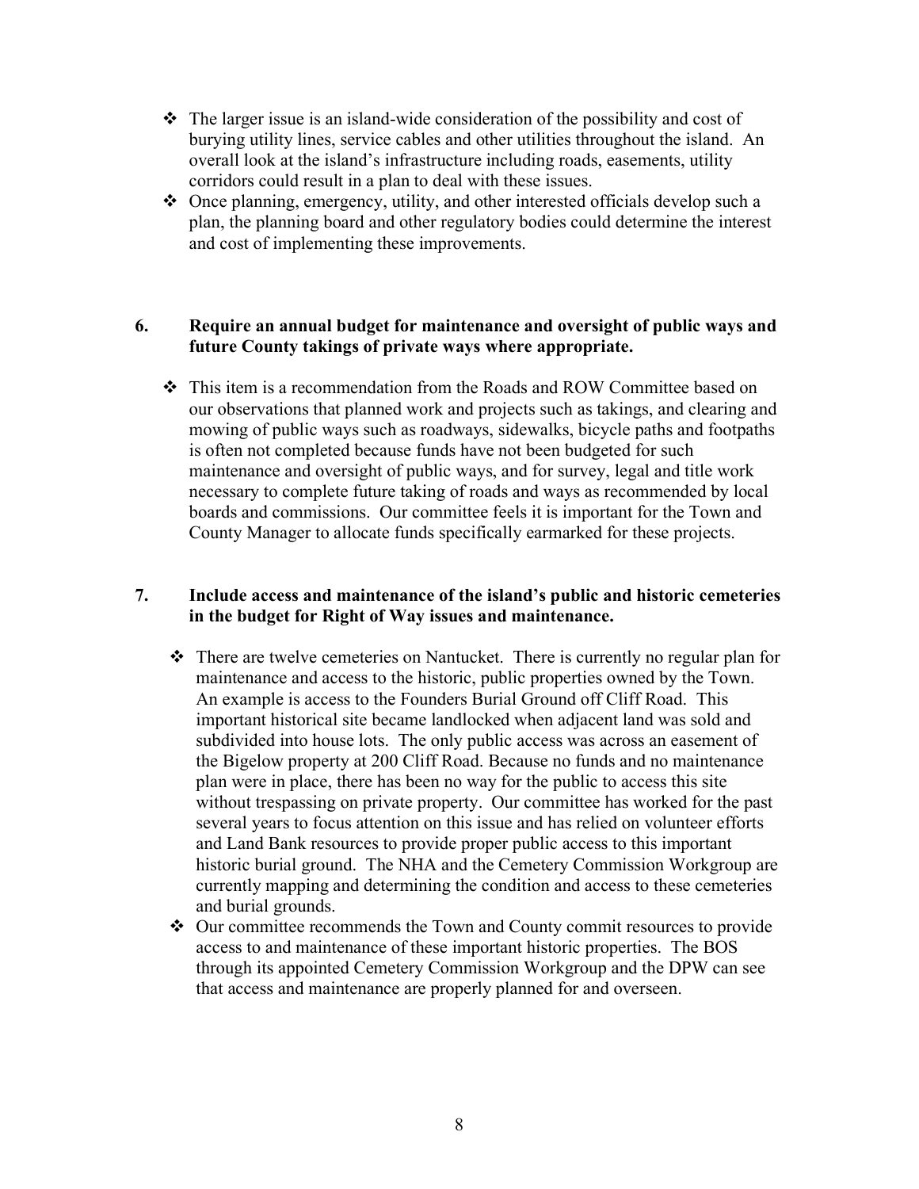- The larger issue is an island-wide consideration of the possibility and cost of burying utility lines, service cables and other utilities throughout the island. An overall look at the island's infrastructure including roads, easements, utility corridors could result in a plan to deal with these issues.
- Once planning, emergency, utility, and other interested officials develop such a plan, the planning board and other regulatory bodies could determine the interest and cost of implementing these improvements.

**6. Require an annual budget for maintenance and oversight of public ways and future County takings of private ways where appropriate.**

- This item is a recommendation from the Roads and ROW Committee based on our observations that planned work and projects such as takings, and clearing and mowing of public ways such as roadways, sidewalks, bicycle paths and footpaths is often not completed because funds have not been budgeted for such maintenance and oversight of public ways, and for survey, legal and title work necessary to complete future taking of roads and ways as recommended by local boards and commissions. Our committee feels it is important for the Town and County Manager to allocate funds specifically earmarked for these projects.

**7. Include access and maintenance of the island's public and historic cemeteries in the budget for Right of Way issues and maintenance.**

- There are twelve cemeteries on Nantucket. There is currently no regular plan for maintenance and access to the historic, public properties owned by the Town. An example is access to the Founders Burial Ground off Cliff Road. This important historical site became landlocked when adjacent land was sold and subdivided into house lots. The only public access was across an easement of the Bigelow property at 200 Cliff Road. Because no funds and no maintenance plan were in place, there has been no way for the public to access this site without trespassing on private property. Our committee has worked for the past several years to focus attention on this issue and has relied on volunteer efforts and Land Bank resources to provide proper public access to this important historic burial ground. The NHA and the Cemetery Commission Workgroup are currently mapping and determining the condition and access to these cemeteries and burial grounds.
- Our committee recommends the Town and County commit resources to provide access to and maintenance of these important historic properties. The BOS through its appointed Cemetery Commission Workgroup and the DPW can see that access and maintenance are properly planned for and overseen.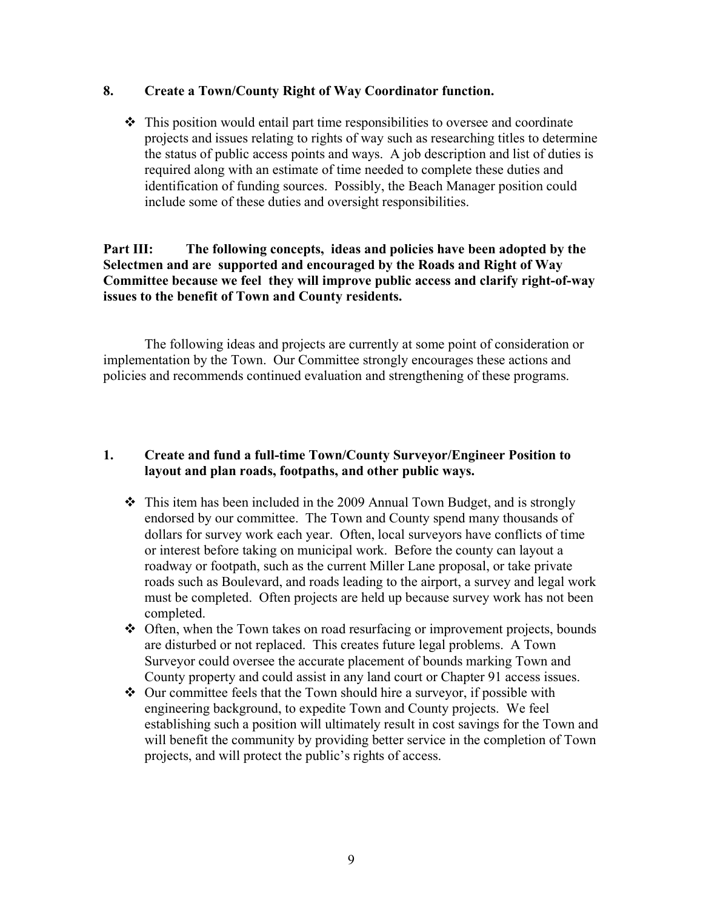**8. Create a Town/County Right of Way Coordinator function.**

- This position would entail part time responsibilities to oversee and coordinate projects and issues relating to rights of way such as researching titles to determine the status of public access points and ways. A job description and list of duties is required along with an estimate of time needed to complete these duties and identification of funding sources. Possibly, the Beach Manager position could include some of these duties and oversight responsibilities.

**Part III: The following concepts, ideas and policies have been adopted by the Selectmen and are supported and encouraged by the Roads and Right of Way Committee because we feel they will improve public access and clarify right-of-way issues to the benefit of Town and County residents.**

The following ideas and projects are currently at some point of consideration or implementation by the Town. Our Committee strongly encourages these actions and policies and recommends continued evaluation and strengthening of these programs.

**1. Create and fund a full-time Town/County Surveyor/Engineer Position to layout and plan roads, footpaths, and other public ways.**

- This item has been included in the 2009 Annual Town Budget, and is strongly endorsed by our committee. The Town and County spend many thousands of dollars for survey work each year. Often, local surveyors have conflicts of time or interest before taking on municipal work. Before the county can layout a roadway or footpath, such as the current Miller Lane proposal, or take private roads such as Boulevard, and roads leading to the airport, a survey and legal work must be completed. Often projects are held up because survey work has not been completed.
- Often, when the Town takes on road resurfacing or improvement projects, bounds are disturbed or not replaced. This creates future legal problems. A Town Surveyor could oversee the accurate placement of bounds marking Town and County property and could assist in any land court or Chapter 91 access issues.
- Our committee feels that the Town should hire a surveyor, if possible with engineering background, to expedite Town and County projects. We feel establishing such a position will ultimately result in cost savings for the Town and will benefit the community by providing better service in the completion of Town projects, and will protect the public's rights of access.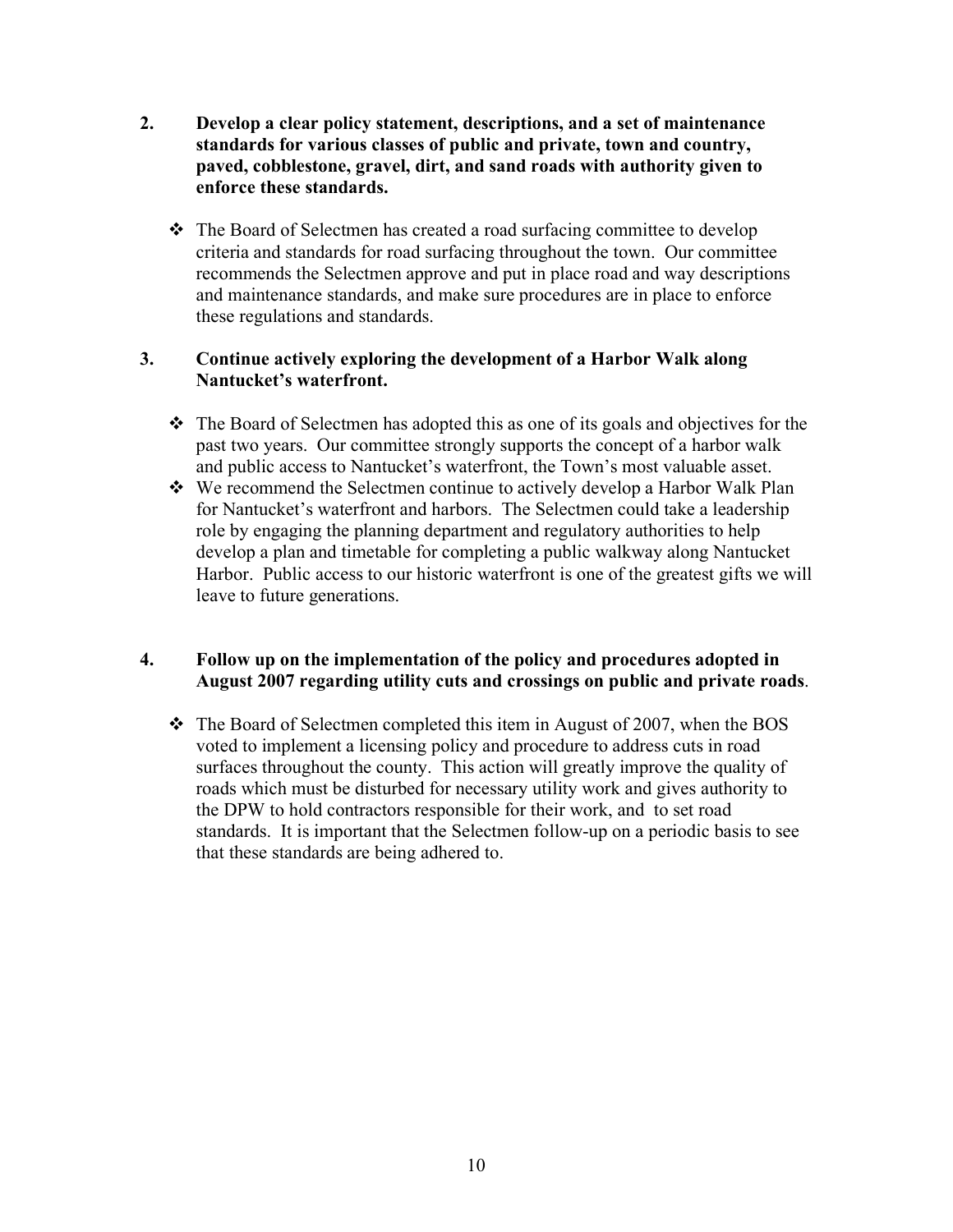**2. Develop a clear policy statement, descriptions, and a set of maintenance standards for various classes of public and private, town and country, paved, cobblestone, gravel, dirt, and sand roads with authority given to enforce these standards.**

- The Board of Selectmen has created a road surfacing committee to develop criteria and standards for road surfacing throughout the town. Our committee recommends the Selectmen approve and put in place road and way descriptions and maintenance standards, and make sure procedures are in place to enforce these regulations and standards.

**3. Continue actively exploring the development of a Harbor Walk along Nantucket's waterfront.**

- The Board of Selectmen has adopted this as one of its goals and objectives for the past two years. Our committee strongly supports the concept of a harbor walk and public access to Nantucket's waterfront, the Town's most valuable asset.
- We recommend the Selectmen continue to actively develop a Harbor Walk Plan for Nantucket's waterfront and harbors. The Selectmen could take a leadership role by engaging the planning department and regulatory authorities to help develop a plan and timetable for completing a public walkway along Nantucket Harbor. Public access to our historic waterfront is one of the greatest gifts we will leave to future generations.

**4. Follow up on the implementation of the policy and procedures adopted in August 2007 regarding utility cuts and crossings on public and private roads**.

- The Board of Selectmen completed this item in August of 2007, when the BOS voted to implement a licensing policy and procedure to address cuts in road surfaces throughout the county. This action will greatly improve the quality of roads which must be disturbed for necessary utility work and gives authority to the DPW to hold contractors responsible for their work, and to set road standards. It is important that the Selectmen follow-up on a periodic basis to see that these standards are being adhered to.